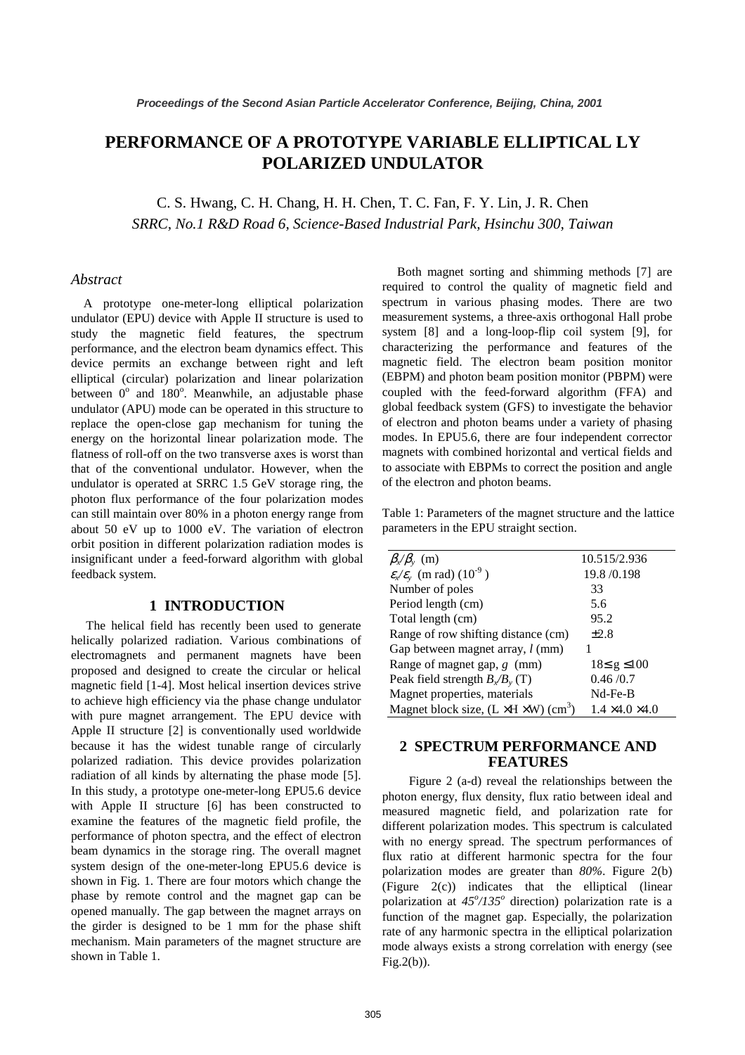# PERFORMANCE OF A PROTOTYPE VARIABLE ELLIPTICAL LY POLARIZED UNDULATOR

C. S. Hwang, C. H. Chang, H. H. Chen, T. C. Fan, F. Y. Lin, J. R. Chen

*SRRC, No.1 R&D Road 6, Science-Based Industrial Park, Hsinchu 300, Taiwan*

## *Abstract*

A prototype one-meter-long elliptical polarization undulator (EPU) device with Apple II structure is used to study the magnetic field features, the spectrum performance, and the electron beam dynamics effect. This device permits an exchange between right and left elliptical (circular) polarization and linear polarization between $0^o$ and $180^o$. Meanwhile, an adjustable phase undulator (APU) mode can be operated in this structure to replace the open-close gap mechanism for tuning the energy on the horizontal linear polarization mode. The flatness of roll-off on the two transverse axes is worst than that of the conventional undulator. However, when the undulator is operated at SRRC 1.5 GeV storage ring, the photon flux performance of the four polarization modes can still maintain over 80% in a photon energy range from about 50 eV up to 1000 eV. The variation of electron orbit position in different polarization radiation modes is insignificant under a feed-forward algorithm with global feedback system.

## 1 INTRODUCTION

The helical field has recently been used to generate helically polarized radiation. Various combinations of electromagnets and permanent magnets have been proposed and designed to create the circular or helical magnetic field [1-4]. Most helical insertion devices strive to achieve high efficiency via the phase change undulator with pure magnet arrangement. The EPU device with Apple II structure [2] is conventionally used worldwide because it has the widest tunable range of circularly polarized radiation. This device provides polarization radiation of all kinds by alternating the phase mode [5]. In this study, a prototype one-meter-long EPU5.6 device with Apple II structure [6] has been constructed to examine the features of the magnetic field profile, the performance of photon spectra, and the effect of electron beam dynamics in the storage ring. The overall magnet system design of the one-meter-long EPU5.6 device is shown in Fig. 1. There are four motors which change the phase by remote control and the magnet gap can be opened manually. The gap between the magnet arrays on the girder is designed to be 1 mm for the phase shift mechanism. Main parameters of the magnet structure are shown in Table 1.

Both magnet sorting and shimming methods [7] are required to control the quality of magnetic field and spectrum in various phasing modes. There are two measurement systems, a three-axis orthogonal Hall probe system [8] and a long-loop-flip coil system [9], for characterizing the performance and features of the magnetic field. The electron beam position monitor (EBPM) and photon beam position monitor (PBPM) were coupled with the feed-forward algorithm (FFA) and global feedback system (GFS) to investigate the behavior of electron and photon beams under a variety of phasing modes. In EPU5.6, there are four independent corrector magnets with combined horizontal and vertical fields and to associate with EBPMs to correct the position and angle of the electron and photon beams.

Table 1: Parameters of the magnet structure and the lattice parameters in the EPU straight section.

| | |
|---|---|
| $\beta_x/\beta_y$ (m) | 10.515/2.936 |
| $\varepsilon_x/\varepsilon_y$ (m rad) ($10^{-9}$) | 19.8 /0.198 |
| Number of poles | 33 |
| Period length (cm) | 5.6 |
| Total length (cm) | 95.2 |
| Range of row shifting distance (cm) | $\pm 2.8$ |
| Gap between magnet array, $l$ (mm) | 1 |
| Range of magnet gap, $g$ (mm) | $18 \leq g \leq 100$ |
| Peak field strength $B_x/B_y$ (T) | 0.46 /0.7 |
| Magnet properties, materials | Nd-Fe-B |
| Magnet block size, (L $\times$ H $\times$ W) (cm$^3$) | $1.4 \times 4.0 \times 4.0$ |

## 2 SPECTRUM PERFORMANCE AND FEATURES

Figure 2 (a-d) reveal the relationships between the photon energy, flux density, flux ratio between ideal and measured magnetic field, and polarization rate for different polarization modes. This spectrum is calculated with no energy spread. The spectrum performances of flux ratio at different harmonic spectra for the four polarization modes are greater than *80%*. Figure 2(b) (Figure 2(c)) indicates that the elliptical (linear polarization at *$45^o$/$135^o$* direction) polarization rate is a function of the magnet gap. Especially, the polarization rate of any harmonic spectra in the elliptical polarization mode always exists a strong correlation with energy (see Fig.2(b)).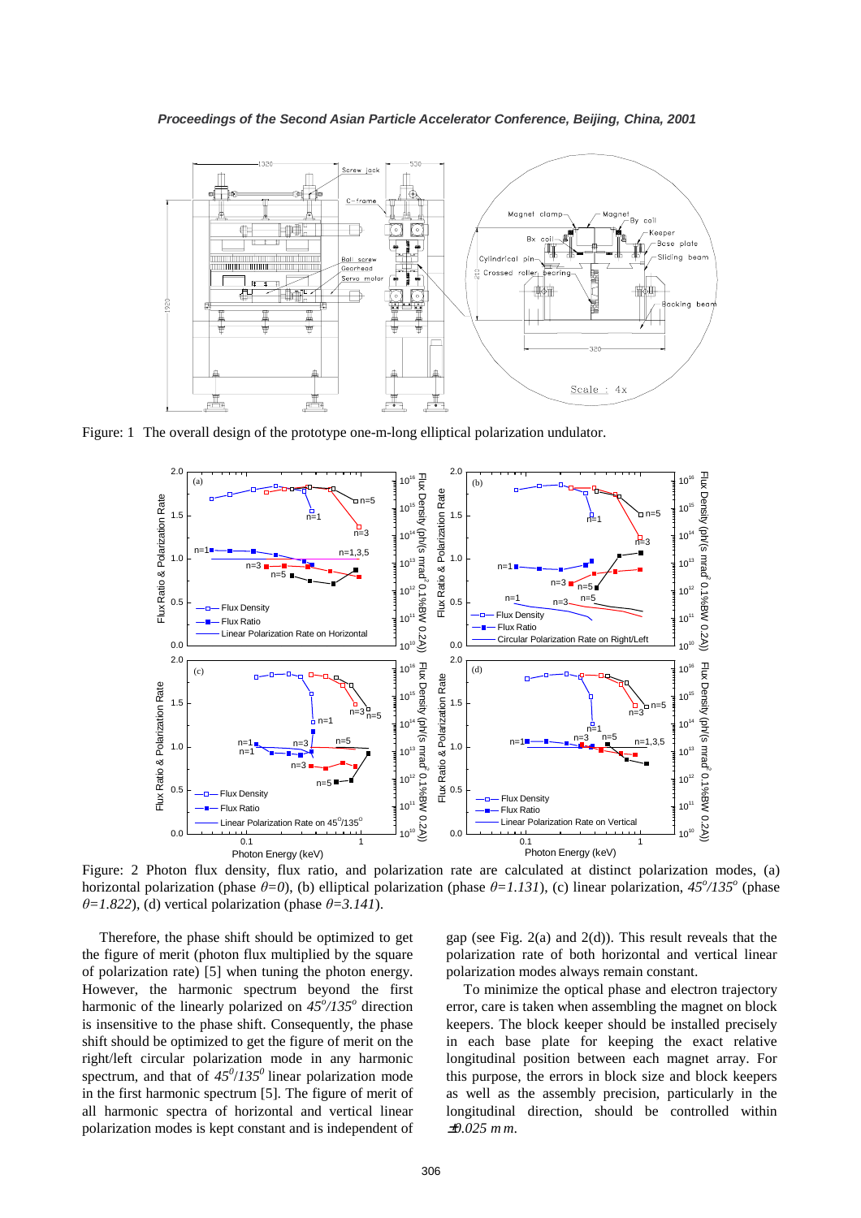Figure: 1 The overall design of the prototype one-m-long elliptical polarization undulator.

Figure: 2 Photon flux density, flux ratio, and polarization rate are calculated at distinct polarization modes, (a) horizontal polarization (phase $\theta=0$), (b) elliptical polarization (phase $\theta=1.131$), (c) linear polarization, $45^o/135^o$ (phase $\theta=1.822$), (d) vertical polarization (phase $\theta=3.141$).

Therefore, the phase shift should be optimized to get the figure of merit (photon flux multiplied by the square of polarization rate) [5] when tuning the photon energy. However, the harmonic spectrum beyond the first harmonic of the linearly polarized on $45^o/135^o$ direction is insensitive to the phase shift. Consequently, the phase shift should be optimized to get the figure of merit on the right/left circular polarization mode in any harmonic spectrum, and that of $45^0/135^0$ linear polarization mode in the first harmonic spectrum [5]. The figure of merit of all harmonic spectra of horizontal and vertical linear polarization modes is kept constant and is independent of gap (see Fig. 2(a) and 2(d)). This result reveals that the polarization rate of both horizontal and vertical linear polarization modes always remain constant.

To minimize the optical phase and electron trajectory error, care is taken when assembling the magnet on block keepers. The block keeper should be installed precisely in each base plate for keeping the exact relative longitudinal position between each magnet array. For this purpose, the errors in block size and block keepers as well as the assembly precision, particularly in the longitudinal direction, should be controlled within *±0.025 mm*.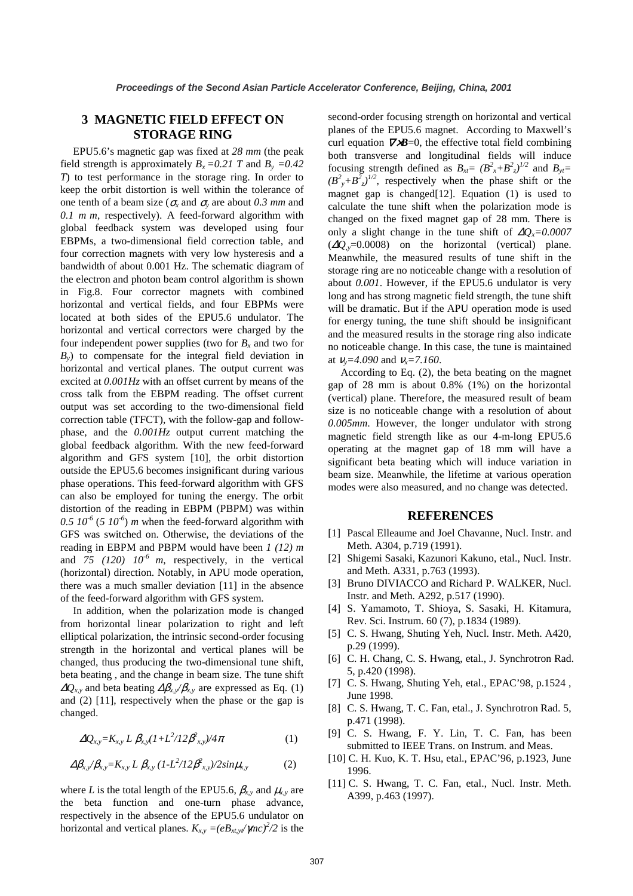## 3 MAGNETIC FIELD EFFECT ON STORAGE RING

EPU5.6's magnetic gap was fixed at *28 mm* (the peak field strength is approximately $B_x = 0.21\ T$ and $B_y = 0.42\ T$) to test performance in the storage ring. In order to keep the orbit distortion is well within the tolerance of one tenth of a beam size ($\sigma_x$ and $\sigma_y$ are about *0.3 mm* and *0.1 m m*, respectively). A feed-forward algorithm with global feedback system was developed using four EBPMs, a two-dimensional field correction table, and four correction magnets with very low hysteresis and a bandwidth of about 0.001 Hz. The schematic diagram of the electron and photon beam control algorithm is shown in Fig.8. Four corrector magnets with combined horizontal and vertical fields, and four EBPMs were located at both sides of the EPU5.6 undulator. The horizontal and vertical correctors were charged by the four independent power supplies (two for $B_x$ and two for $B_y$) to compensate for the integral field deviation in horizontal and vertical planes. The output current was excited at *0.001Hz* with an offset current by means of the cross talk from the EBPM reading. The offset current output was set according to the two-dimensional field correction table (TFCT), with the follow-gap and follow-phase, and the *0.001Hz* output current matching the global feedback algorithm. With the new feed-forward algorithm and GFS system [10], the orbit distortion outside the EPU5.6 becomes insignificant during various phase operations. This feed-forward algorithm with GFS can also be employed for tuning the energy. The orbit distortion of the reading in EBPM (PBPM) was within $0.5\ 10^{-6}$ ($5\ 10^{-6}$) $m$ when the feed-forward algorithm with GFS was switched on. Otherwise, the deviations of the reading in EBPM and PBPM would have been *1 (12) m* and $75\ (120)\ 10^{-6}\ m$, respectively, in the vertical (horizontal) direction. Notably, in APU mode operation, there was a much smaller deviation [11] in the absence of the feed-forward algorithm with GFS system.

In addition, when the polarization mode is changed from horizontal linear polarization to right and left elliptical polarization, the intrinsic second-order focusing strength in the horizontal and vertical planes will be changed, thus producing the two-dimensional tune shift, beta beating , and the change in beam size. The tune shift $\Delta Q_{x,y}$ and beta beating $\Delta\beta_{x,y}/\beta_{x,y}$ are expressed as Eq. (1) and (2) [11], respectively when the phase or the gap is changed.

$$\Delta Q_{x,y} = K_{x,y}\, L\, \beta_{x,y}(1+L^2/12\beta^2_{x,y})/4\pi \qquad (1)$$

$$\Delta\beta_{x,y}/\beta_{x,y} = K_{x,y}\, L\, \beta_{x,y}\, (1-L^2/12\beta^2_{x,y})/2\sin\mu_{x,y} \qquad (2)$$

where $L$ is the total length of the EPU5.6, $\beta_{x,y}$ and $\mu_{x,y}$ are the beta function and one-turn phase advance, respectively in the absence of the EPU5.6 undulator on horizontal and vertical planes. $K_{x,y} = (eB_{xt,yt}/\gamma mc)^2/2$ is the second-order focusing strength on horizontal and vertical planes of the EPU5.6 magnet. According to Maxwell's curl equation $\nabla\times B=0$, the effective total field combining both transverse and longitudinal fields will induce focusing strength defined as $B_{xt}=(B^2_x+B^2_z)^{1/2}$ and $B_{yt}=(B^2_y+B^2_z)^{1/2}$, respectively when the phase shift or the magnet gap is changed[12]. Equation (1) is used to calculate the tune shift when the polarization mode is changed on the fixed magnet gap of 28 mm. There is only a slight change in the tune shift of $\Delta Q_x=0.0007$ ($\Delta Q_y$=0.0008) on the horizontal (vertical) plane. Meanwhile, the measured results of tune shift in the storage ring are no noticeable change with a resolution of about *0.001*. However, if the EPU5.6 undulator is very long and has strong magnetic field strength, the tune shift will be dramatic. But if the APU operation mode is used for energy tuning, the tune shift should be insignificant and the measured results in the storage ring also indicate no noticeable change. In this case, the tune is maintained at $\nu_y=4.090$ and $\nu_x=7.160$.

According to Eq. (2), the beta beating on the magnet gap of 28 mm is about 0.8% (1%) on the horizontal (vertical) plane. Therefore, the measured result of beam size is no noticeable change with a resolution of about *0.005mm*. However, the longer undulator with strong magnetic field strength like as our 4-m-long EPU5.6 operating at the magnet gap of 18 mm will have a significant beta beating which will induce variation in beam size. Meanwhile, the lifetime at various operation modes were also measured, and no change was detected.

## REFERENCES

[1] Pascal Elleaume and Joel Chavanne, Nucl. Instr. and Meth. A304, p.719 (1991).

[2] Shigemi Sasaki, Kazunori Kakuno, etal., Nucl. Instr. and Meth. A331, p.763 (1993).

[3] Bruno DIVIACCO and Richard P. WALKER, Nucl. Instr. and Meth. A292, p.517 (1990).

[4] S. Yamamoto, T. Shioya, S. Sasaki, H. Kitamura, Rev. Sci. Instrum. 60 (7), p.1834 (1989).

[5] C. S. Hwang, Shuting Yeh, Nucl. Instr. Meth. A420, p.29 (1999).

[6] C. H. Chang, C. S. Hwang, etal., J. Synchrotron Rad. 5, p.420 (1998).

[7] C. S. Hwang, Shuting Yeh, etal., EPAC'98, p.1524 , June 1998.

[8] C. S. Hwang, T. C. Fan, etal., J. Synchrotron Rad. 5, p.471 (1998).

[9] C. S. Hwang, F. Y. Lin, T. C. Fan, has been submitted to IEEE Trans. on Instrum. and Meas.

[10] C. H. Kuo, K. T. Hsu, etal., EPAC'96, p.1923, June 1996.

[11] C. S. Hwang, T. C. Fan, etal., Nucl. Instr. Meth. A399, p.463 (1997).